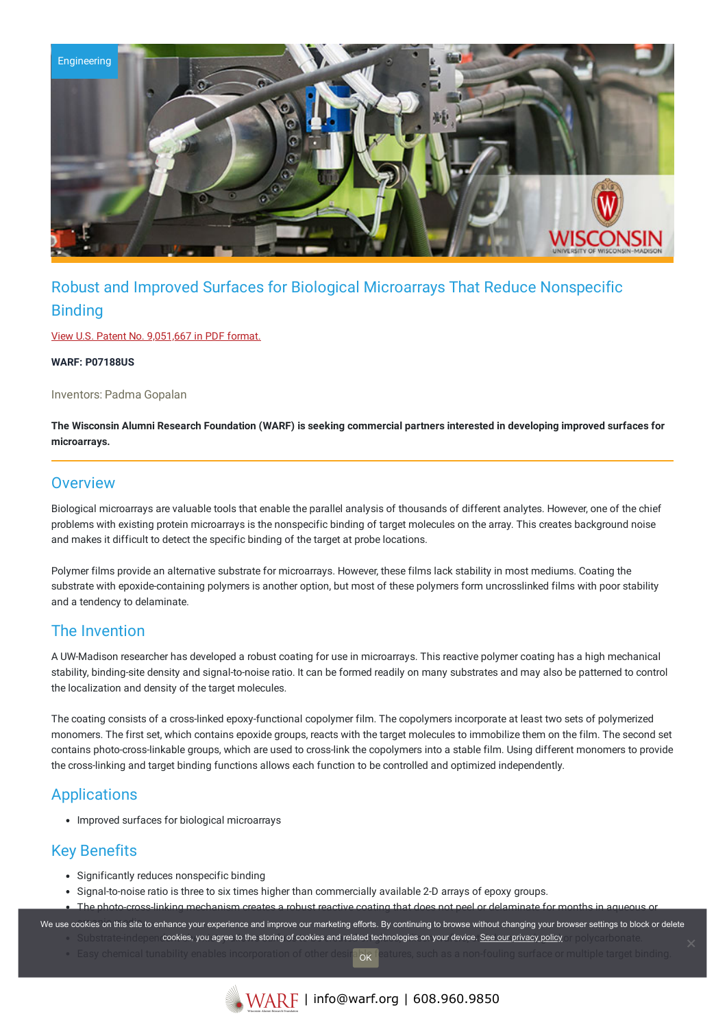Engineering

# Robust and Improved Surfaces for Biological Microarrays That Reduce Nonspecific Binding

View U.S. Patent No. 9,051,667 in PDF format.

**WARF: P07188US**

Inventors: Padma Gopalan

**The Wisconsin Alumni Research Foundation (WARF) is seeking commercial partners interested in developing improved surfaces for microarrays.**

## Overview

Biological microarrays are valuable tools that enable the parallel analysis of thousands of different analytes. However, one of the chief problems with existing protein microarrays is the nonspecific binding of target molecules on the array. This creates background noise and makes it difficult to detect the specific binding of the target at probe locations.

Polymer films provide an alternative substrate for microarrays. However, these films lack stability in most mediums. Coating the substrate with epoxide-containing polymers is another option, but most of these polymers form uncrosslinked films with poor stability and a tendency to delaminate.

## The Invention

A UW-Madison researcher has developed a robust coating for use in microarrays. This reactive polymer coating has a high mechanical stability, binding-site density and signal-to-noise ratio. It can be formed readily on many substrates and may also be patterned to control the localization and density of the target molecules.

The coating consists of a cross-linked epoxy-functional copolymer film. The copolymers incorporate at least two sets of polymerized monomers. The first set, which contains epoxide groups, reacts with the target molecules to immobilize them on the film. The second set contains photo-cross-linkable groups, which are used to cross-link the copolymers into a stable film. Using different monomers to provide the cross-linking and target binding functions allows each function to be controlled and optimized independently.

## Applications

- Improved surfaces for biological microarrays

## Key Benefits

- Significantly reduces nonspecific binding
- Signal-to-noise ratio is three to six times higher than commercially available 2-D arrays of epoxy groups.
- The photo-cross-linking mechanism creates a robust reactive coating that does not peel or delaminate for months in aqueous or
- Substrate-independ... or polycarbonate.
- Easy chemical tunability enables incorporation of other desi... features, such as a non-fouling surface or multiple target binding.

We use cookies on this site to enhance your experience and improve our marketing efforts. By continuing to browse without changing your browser settings to block or delete cookies, you agree to the storing of cookies and related technologies on your device. See our privacy policy

OK

WARF | info@warf.org | 608.960.9850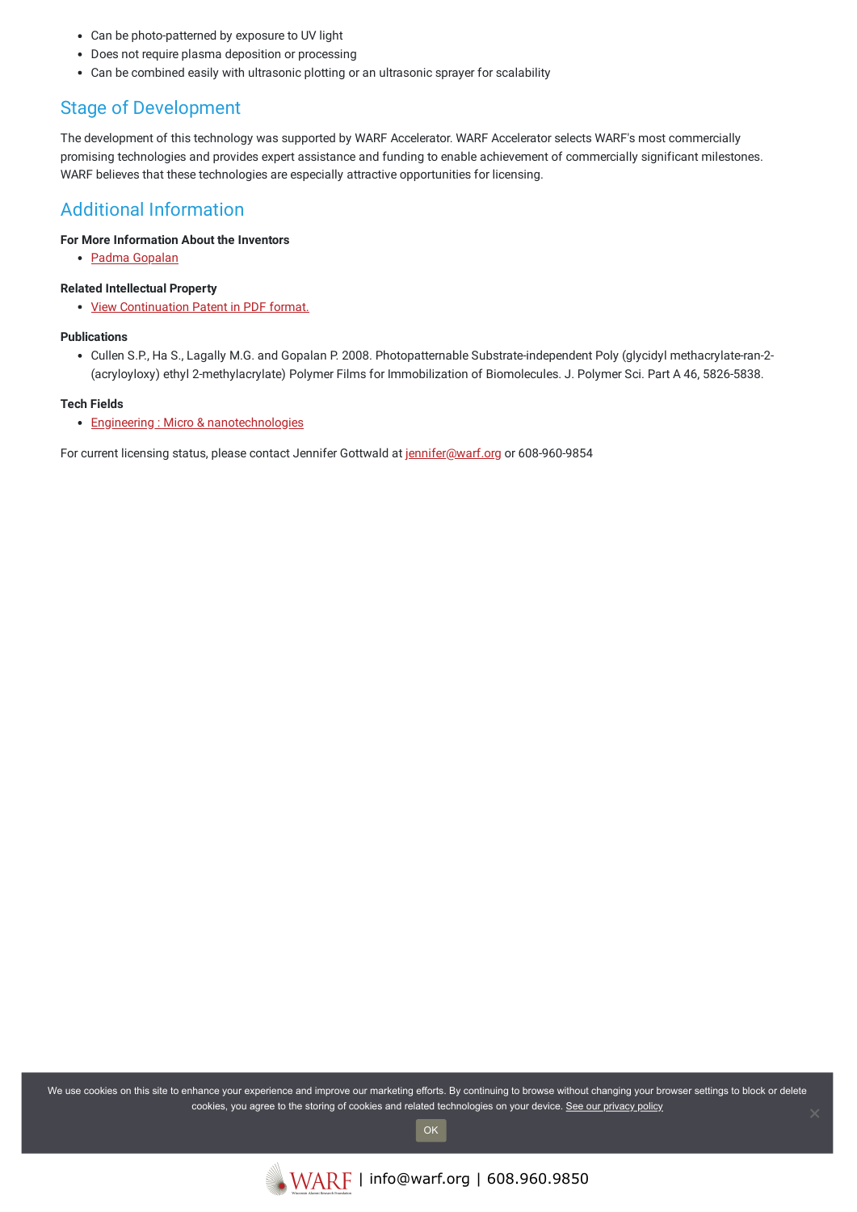- Can be photo-patterned by exposure to UV light
- Does not require plasma deposition or processing
- Can be combined easily with ultrasonic plotting or an ultrasonic sprayer for scalability

## Stage of Development

The development of this technology was supported by WARF Accelerator. WARF Accelerator selects WARF's most commercially promising technologies and provides expert assistance and funding to enable achievement of commercially significant milestones. WARF believes that these technologies are especially attractive opportunities for licensing.

## Additional Information

**For More Information About the Inventors**

- Padma Gopalan

**Related Intellectual Property**

- View Continuation Patent in PDF format.

**Publications**

- Cullen S.P., Ha S., Lagally M.G. and Gopalan P. 2008. Photopatternable Substrate-independent Poly (glycidyl methacrylate-ran-2-(acryloyloxy) ethyl 2-methylacrylate) Polymer Films for Immobilization of Biomolecules. J. Polymer Sci. Part A 46, 5826-5838.

**Tech Fields**

- Engineering : Micro & nanotechnologies

For current licensing status, please contact Jennifer Gottwald at jennifer@warf.org or 608-960-9854